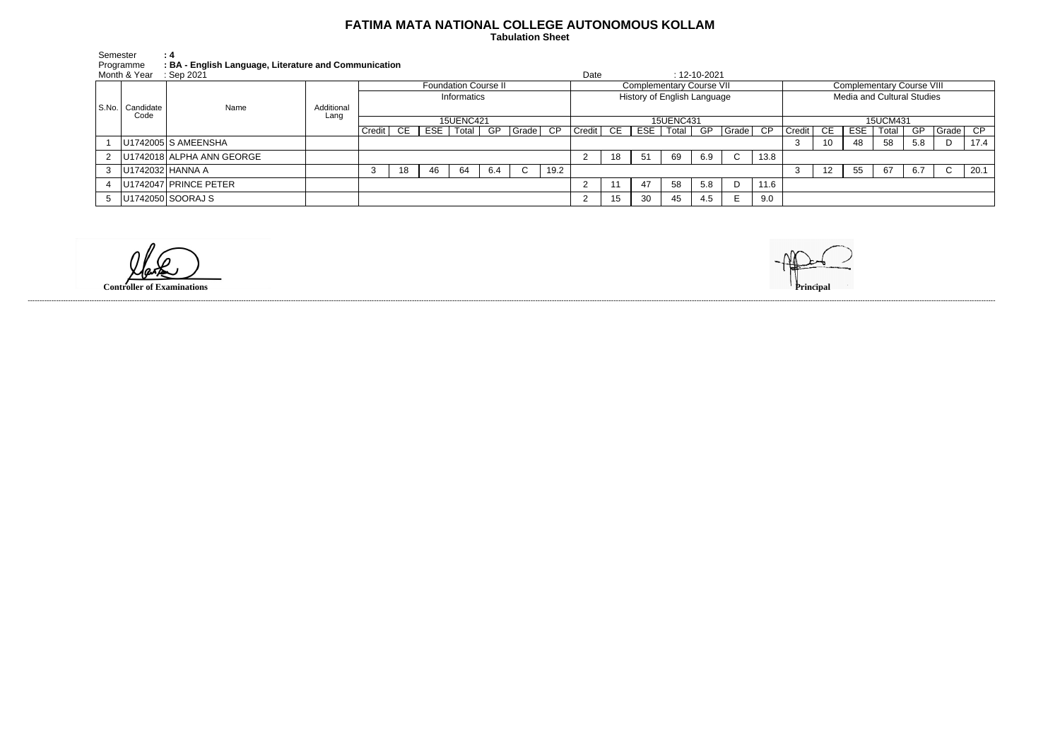# FATIMA MATA NATIONAL COLLEGE AUTONOMOUS KOLLAM

**Tabulation Sheet**

Semester : **4**
Programme : **BA - English Language, Literature and Communication**
Month & Year : Sep 2021
Date : 12-10-2021

| S.No. | Candidate Code | Name | Additional Lang | Foundation Course II | | | | | | | Complementary Course VII | | | | | | | Complementary Course VIII | | | | | | |
|---|---|---|---|---|---|---|---|---|---|---|---|---|---|---|---|---|---|---|---|---|---|---|---|---|
| | | | | Informatics | | | | | | | History of English Language | | | | | | | Media and Cultural Studies | | | | | | |
| | | | | 15UENC421 | | | | | | | 15UENC431 | | | | | | | 15UCM431 | | | | | | |
| | | | | Credit | CE | ESE | Total | GP | Grade | CP | Credit | CE | ESE | Total | GP | Grade | CP | Credit | CE | ESE | Total | GP | Grade | CP |
| 1 | U1742005 | S AMEENSHA | | | | | | | | | | | | | | | | 3 | 10 | 48 | 58 | 5.8 | D | 17.4 |
| 2 | U1742018 | ALPHA ANN GEORGE | | | | | | | | | 2 | 18 | 51 | 69 | 6.9 | C | 13.8 | | | | | | | |
| 3 | U1742032 | HANNA A | | 3 | 18 | 46 | 64 | 6.4 | C | 19.2 | | | | | | | | 3 | 12 | 55 | 67 | 6.7 | C | 20.1 |
| 4 | U1742047 | PRINCE PETER | | | | | | | | | 2 | 11 | 47 | 58 | 5.8 | D | 11.6 | | | | | | | |
| 5 | U1742050 | SOORAJ S | | | | | | | | | 2 | 15 | 30 | 45 | 4.5 | E | 9.0 | | | | | | | |

**Controller of Examinations**

**Principal**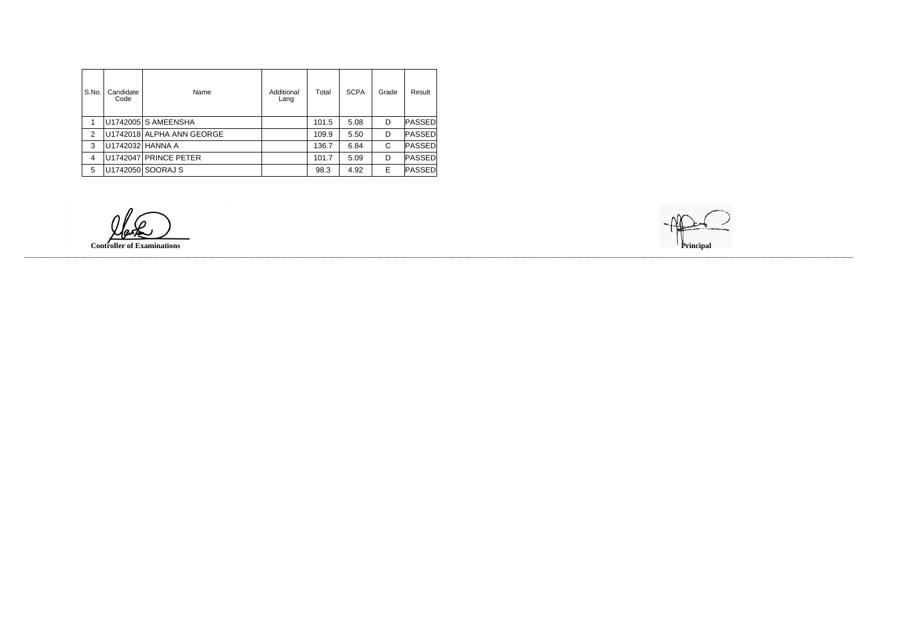| S.No. | Candidate Code | Name | Additional Lang | Total | SCPA | Grade | Result |
|---|---|---|---|---|---|---|---|
| 1 | U1742005 | S AMEENSHA | | 101.5 | 5.08 | D | PASSED |
| 2 | U1742018 | ALPHA ANN GEORGE | | 109.9 | 5.50 | D | PASSED |
| 3 | U1742032 | HANNA A | | 136.7 | 6.84 | C | PASSED |
| 4 | U1742047 | PRINCE PETER | | 101.7 | 5.09 | D | PASSED |
| 5 | U1742050 | SOORAJ S | | 98.3 | 4.92 | E | PASSED |

**Controller of Examinations**

**Principal**